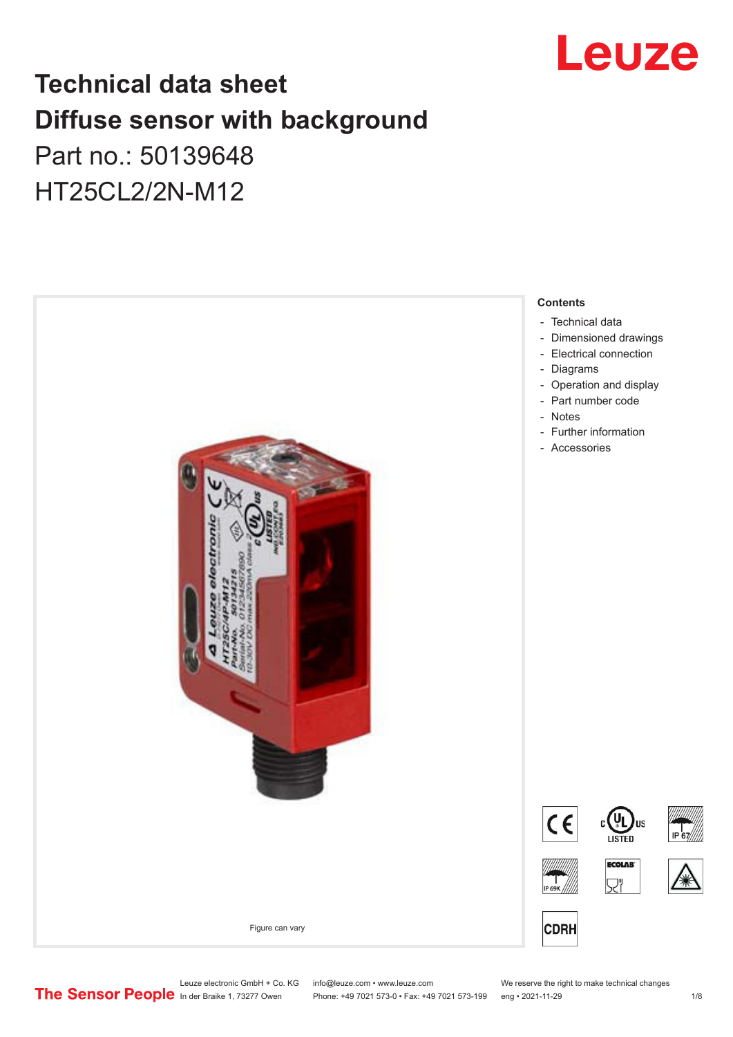# Technical data sheet
# Diffuse sensor with background

Part no.: 50139648

HT25CL2/2N-M12

Figure can vary

**Contents**

- Technical data
- Dimensioned drawings
- Electrical connection
- Diagrams
- Operation and display
- Part number code
- Notes
- Further information
- Accessories

Leuze electronic GmbH + Co. KG
In der Braike 1, 73277 Owen

info@leuze.com • www.leuze.com
Phone: +49 7021 573-0 • Fax: +49 7021 573-199

We reserve the right to make technical changes
eng • 2021-11-29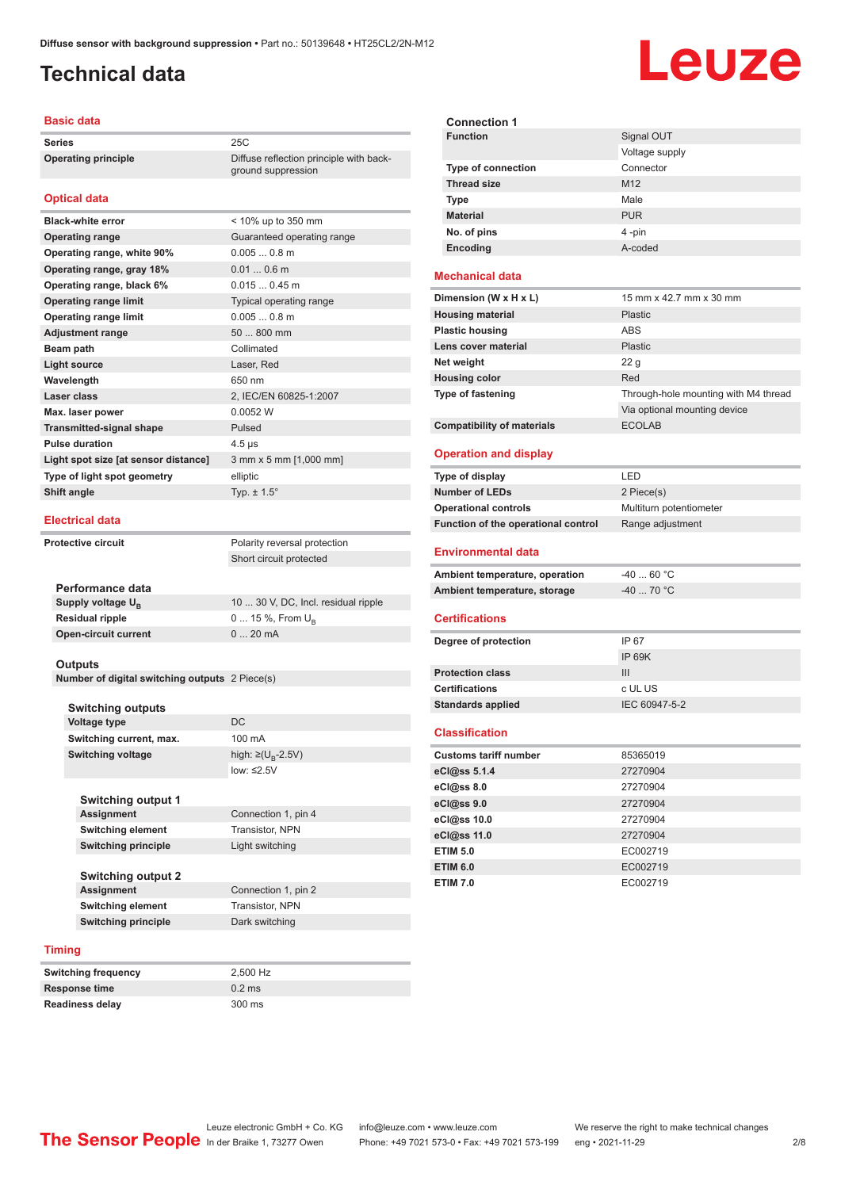# Technical data

## Basic data

| | |
|---|---|
| **Series** | 25C |
| **Operating principle** | Diffuse reflection principle with background suppression |

## Optical data

| | |
|---|---|
| **Black-white error** | < 10% up to 350 mm |
| **Operating range** | Guaranteed operating range |
| **Operating range, white 90%** | 0.005 ... 0.8 m |
| **Operating range, gray 18%** | 0.01 ... 0.6 m |
| **Operating range, black 6%** | 0.015 ... 0.45 m |
| **Operating range limit** | Typical operating range |
| **Operating range limit** | 0.005 ... 0.8 m |
| **Adjustment range** | 50 ... 800 mm |
| **Beam path** | Collimated |
| **Light source** | Laser, Red |
| **Wavelength** | 650 nm |
| **Laser class** | 2, IEC/EN 60825-1:2007 |
| **Max. laser power** | 0.0052 W |
| **Transmitted-signal shape** | Pulsed |
| **Pulse duration** | 4.5 µs |
| **Light spot size [at sensor distance]** | 3 mm x 5 mm [1,000 mm] |
| **Type of light spot geometry** | elliptic |
| **Shift angle** | Typ. ± 1.5° |

## Electrical data

| | |
|---|---|
| **Protective circuit** | Polarity reversal protection |
| | Short circuit protected |

### Performance data

| | |
|---|---|
| **Supply voltage $U_B$** | 10 ... 30 V, DC, Incl. residual ripple |
| **Residual ripple** | 0 ... 15 %, From $U_B$ |
| **Open-circuit current** | 0 ... 20 mA |

### Outputs

| | |
|---|---|
| **Number of digital switching outputs** | 2 Piece(s) |

#### Switching outputs

| | |
|---|---|
| **Voltage type** | DC |
| **Switching current, max.** | 100 mA |
| **Switching voltage** | high: ≥($U_B$-2.5V) |
| | low: ≤2.5V |

##### Switching output 1

| | |
|---|---|
| **Assignment** | Connection 1, pin 4 |
| **Switching element** | Transistor, NPN |
| **Switching principle** | Light switching |

##### Switching output 2

| | |
|---|---|
| **Assignment** | Connection 1, pin 2 |
| **Switching element** | Transistor, NPN |
| **Switching principle** | Dark switching |

## Timing

| | |
|---|---|
| **Switching frequency** | 2,500 Hz |
| **Response time** | 0.2 ms |
| **Readiness delay** | 300 ms |

### Connection 1

| | |
|---|---|
| **Function** | Signal OUT |
| | Voltage supply |
| **Type of connection** | Connector |
| **Thread size** | M12 |
| **Type** | Male |
| **Material** | PUR |
| **No. of pins** | 4 -pin |
| **Encoding** | A-coded |

## Mechanical data

| | |
|---|---|
| **Dimension (W x H x L)** | 15 mm x 42.7 mm x 30 mm |
| **Housing material** | Plastic |
| **Plastic housing** | ABS |
| **Lens cover material** | Plastic |
| **Net weight** | 22 g |
| **Housing color** | Red |
| **Type of fastening** | Through-hole mounting with M4 thread |
| | Via optional mounting device |
| **Compatibility of materials** | ECOLAB |

## Operation and display

| | |
|---|---|
| **Type of display** | LED |
| **Number of LEDs** | 2 Piece(s) |
| **Operational controls** | Multiturn potentiometer |
| **Function of the operational control** | Range adjustment |

## Environmental data

| | |
|---|---|
| **Ambient temperature, operation** | -40 ... 60 °C |
| **Ambient temperature, storage** | -40 ... 70 °C |

## Certifications

| | |
|---|---|
| **Degree of protection** | IP 67 |
| | IP 69K |
| **Protection class** | III |
| **Certifications** | c UL US |
| **Standards applied** | IEC 60947-5-2 |

## Classification

| | |
|---|---|
| **Customs tariff number** | 85365019 |
| **eCl@ss 5.1.4** | 27270904 |
| **eCl@ss 8.0** | 27270904 |
| **eCl@ss 9.0** | 27270904 |
| **eCl@ss 10.0** | 27270904 |
| **eCl@ss 11.0** | 27270904 |
| **ETIM 5.0** | EC002719 |
| **ETIM 6.0** | EC002719 |
| **ETIM 7.0** | EC002719 |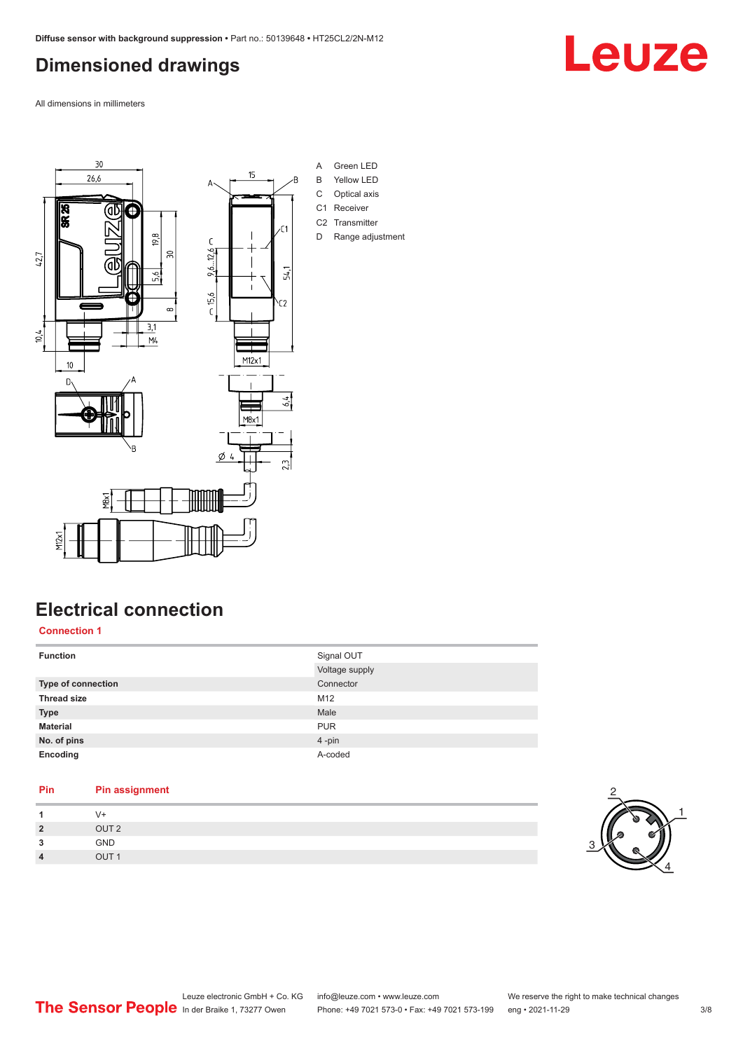# Dimensioned drawings

All dimensions in millimeters

A Green LED
B Yellow LED
C Optical axis
C1 Receiver
C2 Transmitter
D Range adjustment

# Electrical connection

## Connection 1

| | |
|---|---|
| **Function** | Signal OUT<br>Voltage supply |
| **Type of connection** | Connector |
| **Thread size** | M12 |
| **Type** | Male |
| **Material** | PUR |
| **No. of pins** | 4 -pin |
| **Encoding** | A-coded |

| Pin | Pin assignment |
|---|---|
| **1** | V+ |
| **2** | OUT 2 |
| **3** | GND |
| **4** | OUT 1 |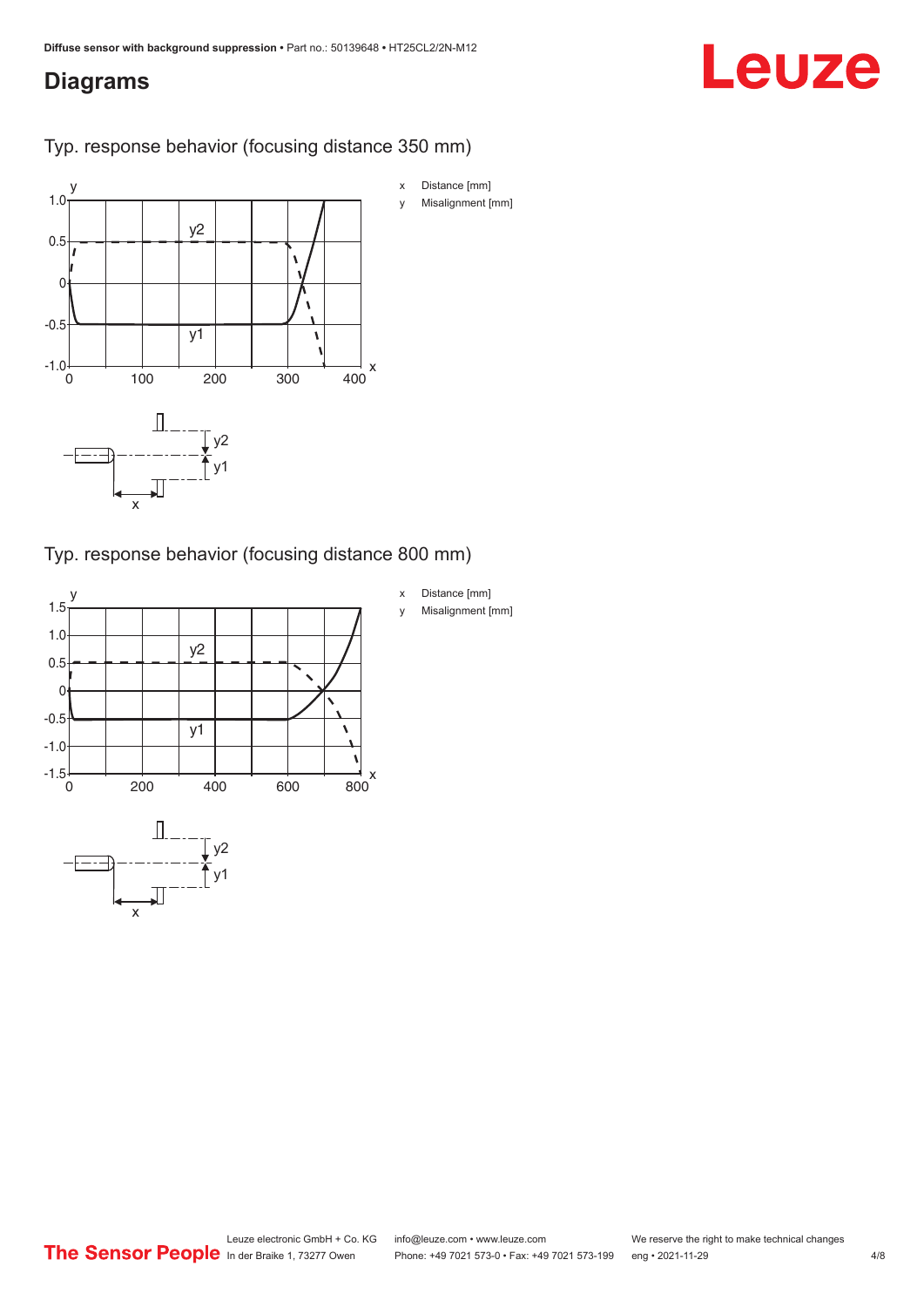# Diagrams

## Typ. response behavior (focusing distance 350 mm)

y
1.0
0.5
0
-0.5
-1.0
0
100
200
300
400
x
y2
y1

x Distance [mm]
y Misalignment [mm]

y2
y1
x

## Typ. response behavior (focusing distance 800 mm)

y
1.5
1.0
0.5
0
-0.5
-1.0
-1.5
0
200
400
600
800
x
y2
y1

x Distance [mm]
y Misalignment [mm]

y2
y1
x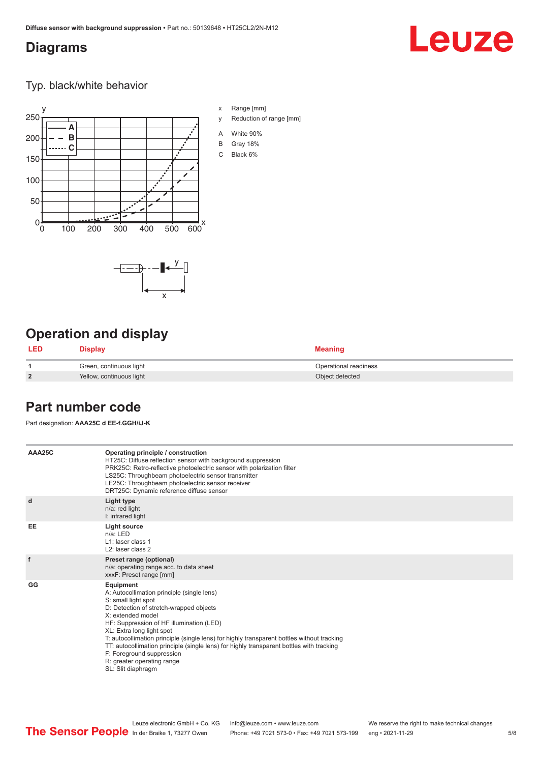## Diagrams

### Typ. black/white behavior

y
250
200
150
100
50
0
0 100 200 300 400 500 600
x

A
B
C

x Range [mm]
y Reduction of range [mm]
A White 90%
B Gray 18%
C Black 6%

y
x

## Operation and display

| LED | Display | Meaning |
|---|---|---|
| 1 | Green, continuous light | Operational readiness |
| 2 | Yellow, continuous light | Object detected |

## Part number code

Part designation: **AAA25C d EE-f.GGH/iJ-K**

| | |
|---|---|
| AAA25C | **Operating principle / construction**<br>HT25C: Diffuse reflection sensor with background suppression<br>PRK25C: Retro-reflective photoelectric sensor with polarization filter<br>LS25C: Throughbeam photoelectric sensor transmitter<br>LE25C: Throughbeam photoelectric sensor receiver<br>DRT25C: Dynamic reference diffuse sensor |
| d | **Light type**<br>n/a: red light<br>I: infrared light |
| EE | **Light source**<br>n/a: LED<br>L1: laser class 1<br>L2: laser class 2 |
| f | **Preset range (optional)**<br>n/a: operating range acc. to data sheet<br>xxxF: Preset range [mm] |
| GG | **Equipment**<br>A: Autocollimation principle (single lens)<br>S: small light spot<br>D: Detection of stretch-wrapped objects<br>X: extended model<br>HF: Suppression of HF illumination (LED)<br>XL: Extra long light spot<br>T: autocollimation principle (single lens) for highly transparent bottles without tracking<br>TT: autocollimation principle (single lens) for highly transparent bottles with tracking<br>F: Foreground suppression<br>R: greater operating range<br>SL: Slit diaphragm |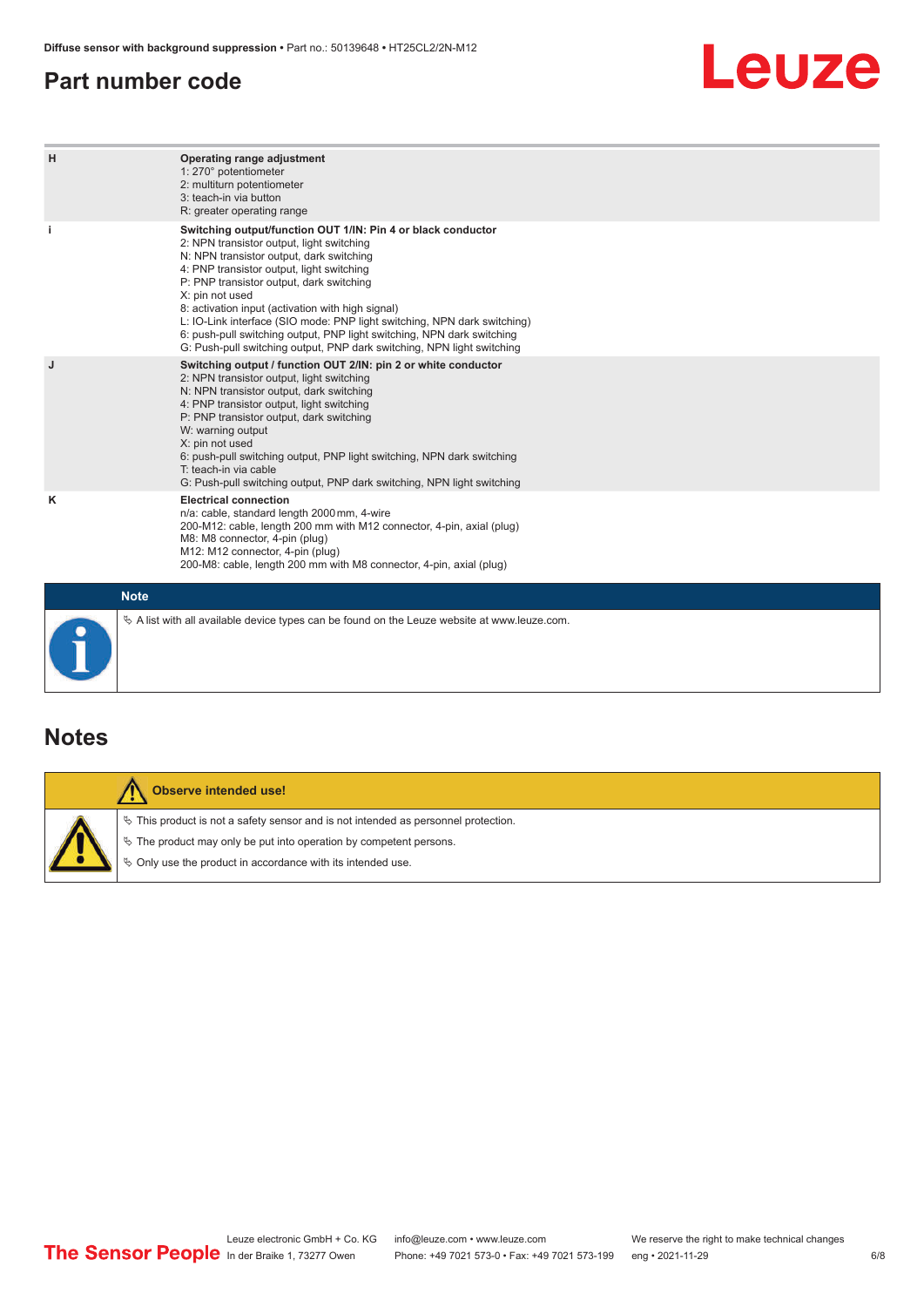## Part number code

| | |
|---|---|
| H | **Operating range adjustment**<br>1: 270° potentiometer<br>2: multiturn potentiometer<br>3: teach-in via button<br>R: greater operating range |
| i | **Switching output/function OUT 1/IN: Pin 4 or black conductor**<br>2: NPN transistor output, light switching<br>N: NPN transistor output, dark switching<br>4: PNP transistor output, light switching<br>P: PNP transistor output, dark switching<br>X: pin not used<br>8: activation input (activation with high signal)<br>L: IO-Link interface (SIO mode: PNP light switching, NPN dark switching)<br>6: push-pull switching output, PNP light switching, NPN dark switching<br>G: Push-pull switching output, PNP dark switching, NPN light switching |
| J | **Switching output / function OUT 2/IN: pin 2 or white conductor**<br>2: NPN transistor output, light switching<br>N: NPN transistor output, dark switching<br>4: PNP transistor output, light switching<br>P: PNP transistor output, dark switching<br>W: warning output<br>X: pin not used<br>6: push-pull switching output, PNP light switching, NPN dark switching<br>T: teach-in via cable<br>G: Push-pull switching output, PNP dark switching, NPN light switching |
| K | **Electrical connection**<br>n/a: cable, standard length 2000 mm, 4-wire<br>200-M12: cable, length 200 mm with M12 connector, 4-pin, axial (plug)<br>M8: M8 connector, 4-pin (plug)<br>M12: M12 connector, 4-pin (plug)<br>200-M8: cable, length 200 mm with M8 connector, 4-pin, axial (plug) |

**Note**

↳ A list with all available device types can be found on the Leuze website at www.leuze.com.

## Notes

**Observe intended use!**

↳ This product is not a safety sensor and is not intended as personnel protection.

↳ The product may only be put into operation by competent persons.

↳ Only use the product in accordance with its intended use.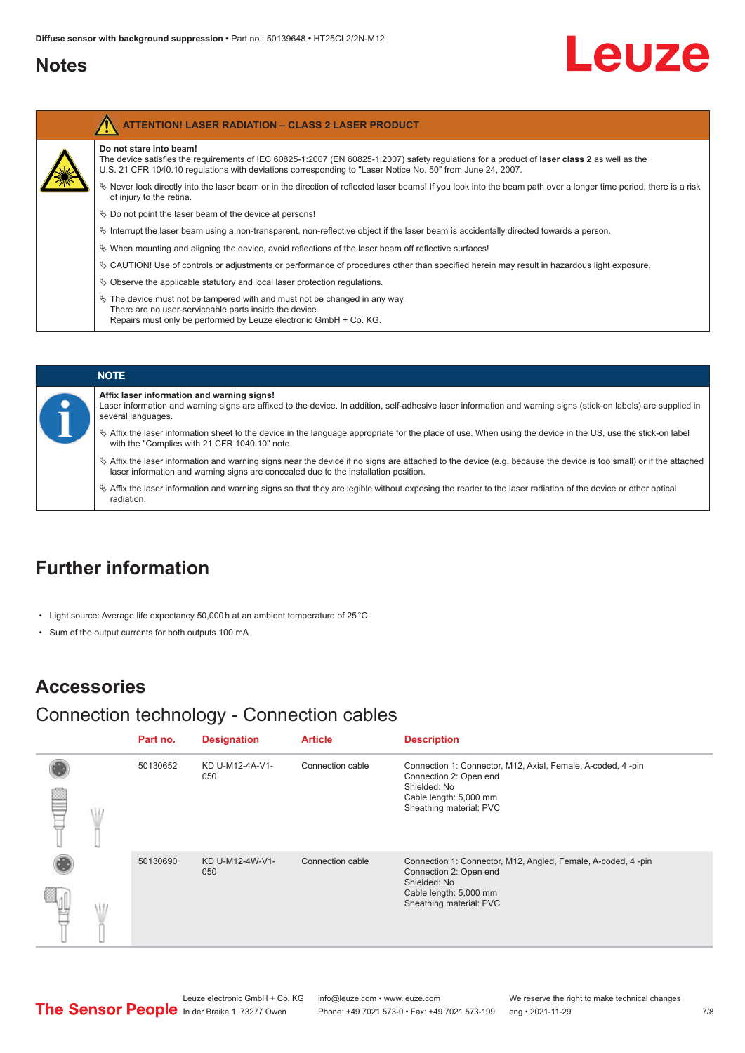# Notes

**ATTENTION! LASER RADIATION – CLASS 2 LASER PRODUCT**

**Do not stare into beam!**

The device satisfies the requirements of IEC 60825-1:2007 (EN 60825-1:2007) safety regulations for a product of **laser class 2** as well as the U.S. 21 CFR 1040.10 regulations with deviations corresponding to "Laser Notice No. 50" from June 24, 2007.

- Never look directly into the laser beam or in the direction of reflected laser beams! If you look into the beam path over a longer time period, there is a risk of injury to the retina.
- Do not point the laser beam of the device at persons!
- Interrupt the laser beam using a non-transparent, non-reflective object if the laser beam is accidentally directed towards a person.
- When mounting and aligning the device, avoid reflections of the laser beam off reflective surfaces!
- CAUTION! Use of controls or adjustments or performance of procedures other than specified herein may result in hazardous light exposure.
- Observe the applicable statutory and local laser protection regulations.
- The device must not be tampered with and must not be changed in any way.
  There are no user-serviceable parts inside the device.
  Repairs must only be performed by Leuze electronic GmbH + Co. KG.

**NOTE**

**Affix laser information and warning signs!**

Laser information and warning signs are affixed to the device. In addition, self-adhesive laser information and warning signs (stick-on labels) are supplied in several languages.

- Affix the laser information sheet to the device in the language appropriate for the place of use. When using the device in the US, use the stick-on label with the "Complies with 21 CFR 1040.10" note.
- Affix the laser information and warning signs near the device if no signs are attached to the device (e.g. because the device is too small) or if the attached laser information and warning signs are concealed due to the installation position.
- Affix the laser information and warning signs so that they are legible without exposing the reader to the laser radiation of the device or other optical radiation.

# Further information

- Light source: Average life expectancy 50,000 h at an ambient temperature of 25 °C
- Sum of the output currents for both outputs 100 mA

# Accessories

## Connection technology - Connection cables

| Part no. | Designation | Article | Description |
|---|---|---|---|
| 50130652 | KD U-M12-4A-V1-050 | Connection cable | Connection 1: Connector, M12, Axial, Female, A-coded, 4 -pin<br>Connection 2: Open end<br>Shielded: No<br>Cable length: 5,000 mm<br>Sheathing material: PVC |
| 50130690 | KD U-M12-4W-V1-050 | Connection cable | Connection 1: Connector, M12, Angled, Female, A-coded, 4 -pin<br>Connection 2: Open end<br>Shielded: No<br>Cable length: 5,000 mm<br>Sheathing material: PVC |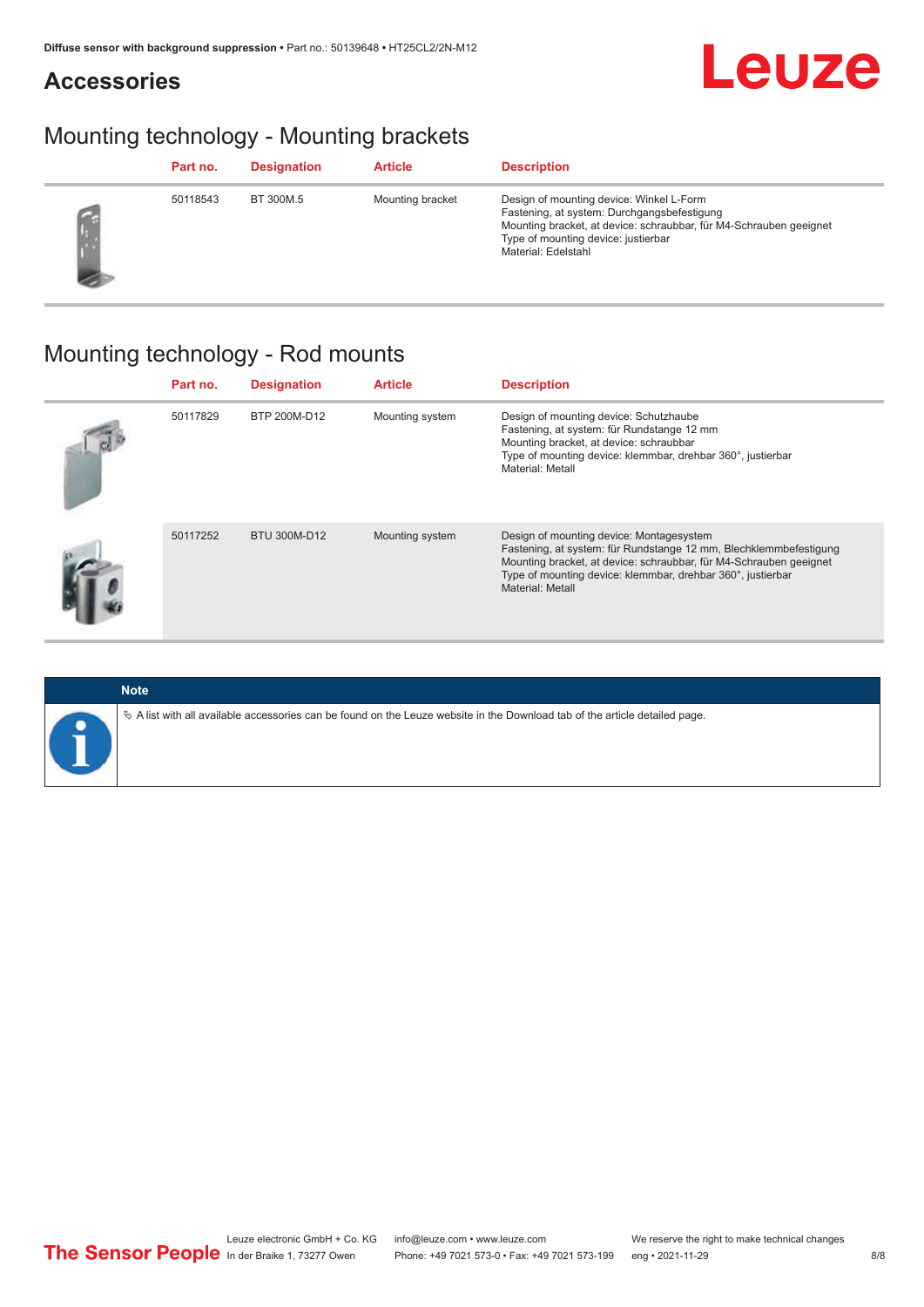## Accessories

### Mounting technology - Mounting brackets

| Part no. | Designation | Article | Description |
|---|---|---|---|
| 50118543 | BT 300M.5 | Mounting bracket | Design of mounting device: Winkel L-Form<br>Fastening, at system: Durchgangsbefestigung<br>Mounting bracket, at device: schraubbar, für M4-Schrauben geeignet<br>Type of mounting device: justierbar<br>Material: Edelstahl |

### Mounting technology - Rod mounts

| Part no. | Designation | Article | Description |
|---|---|---|---|
| 50117829 | BTP 200M-D12 | Mounting system | Design of mounting device: Schutzhaube<br>Fastening, at system: für Rundstange 12 mm<br>Mounting bracket, at device: schraubbar<br>Type of mounting device: klemmbar, drehbar 360°, justierbar<br>Material: Metall |
| 50117252 | BTU 300M-D12 | Mounting system | Design of mounting device: Montagesystem<br>Fastening, at system: für Rundstange 12 mm, Blechklemmbefestigung<br>Mounting bracket, at device: schraubbar, für M4-Schrauben geeignet<br>Type of mounting device: klemmbar, drehbar 360°, justierbar<br>Material: Metall |

**Note**

A list with all available accessories can be found on the Leuze website in the Download tab of the article detailed page.